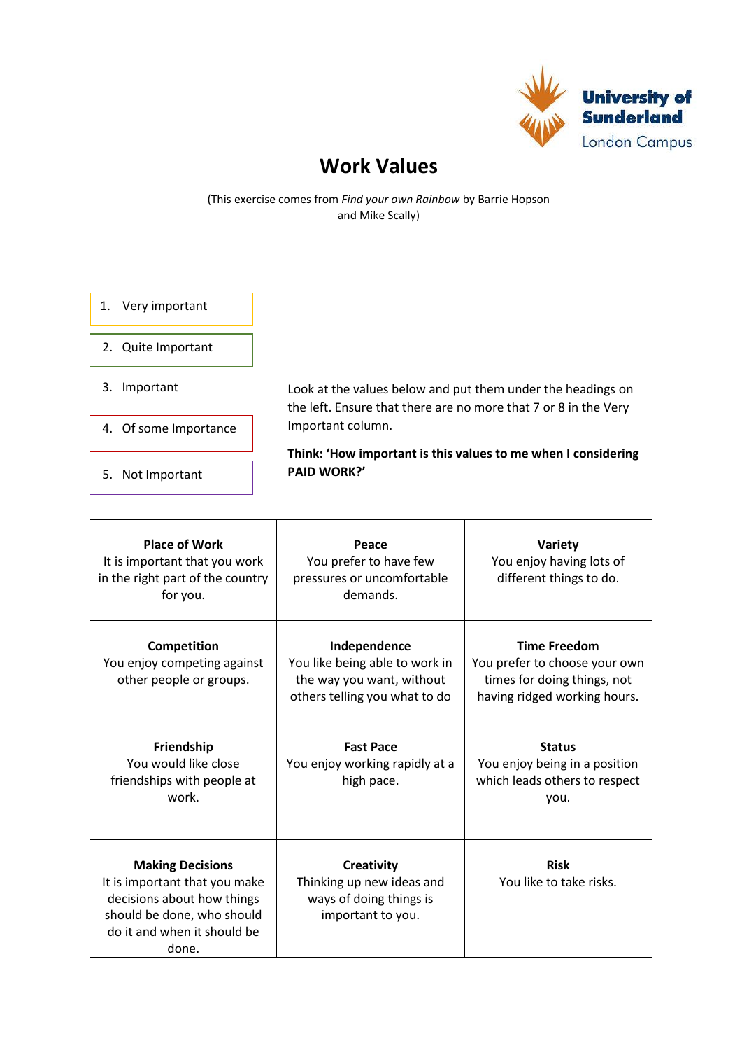# Work Values

(This exercise comes from *Find your own Rainbow* by Barrie Hopson and Mike Scally)

1. Very important
2. Quite Important
3. Important
4. Of some Importance
5. Not Important

Look at the values below and put them under the headings on the left. Ensure that there are no more that 7 or 8 in the Very Important column.

**Think: 'How important is this values to me when I considering PAID WORK?'**

| | | |
|---|---|---|
| **Place of Work**<br>It is important that you work in the right part of the country for you. | **Peace**<br>You prefer to have few pressures or uncomfortable demands. | **Variety**<br>You enjoy having lots of different things to do. |
| **Competition**<br>You enjoy competing against other people or groups. | **Independence**<br>You like being able to work in the way you want, without others telling you what to do | **Time Freedom**<br>You prefer to choose your own times for doing things, not having ridged working hours. |
| **Friendship**<br>You would like close friendships with people at work. | **Fast Pace**<br>You enjoy working rapidly at a high pace. | **Status**<br>You enjoy being in a position which leads others to respect you. |
| **Making Decisions**<br>It is important that you make decisions about how things should be done, who should do it and when it should be done. | **Creativity**<br>Thinking up new ideas and ways of doing things is important to you. | **Risk**<br>You like to take risks. |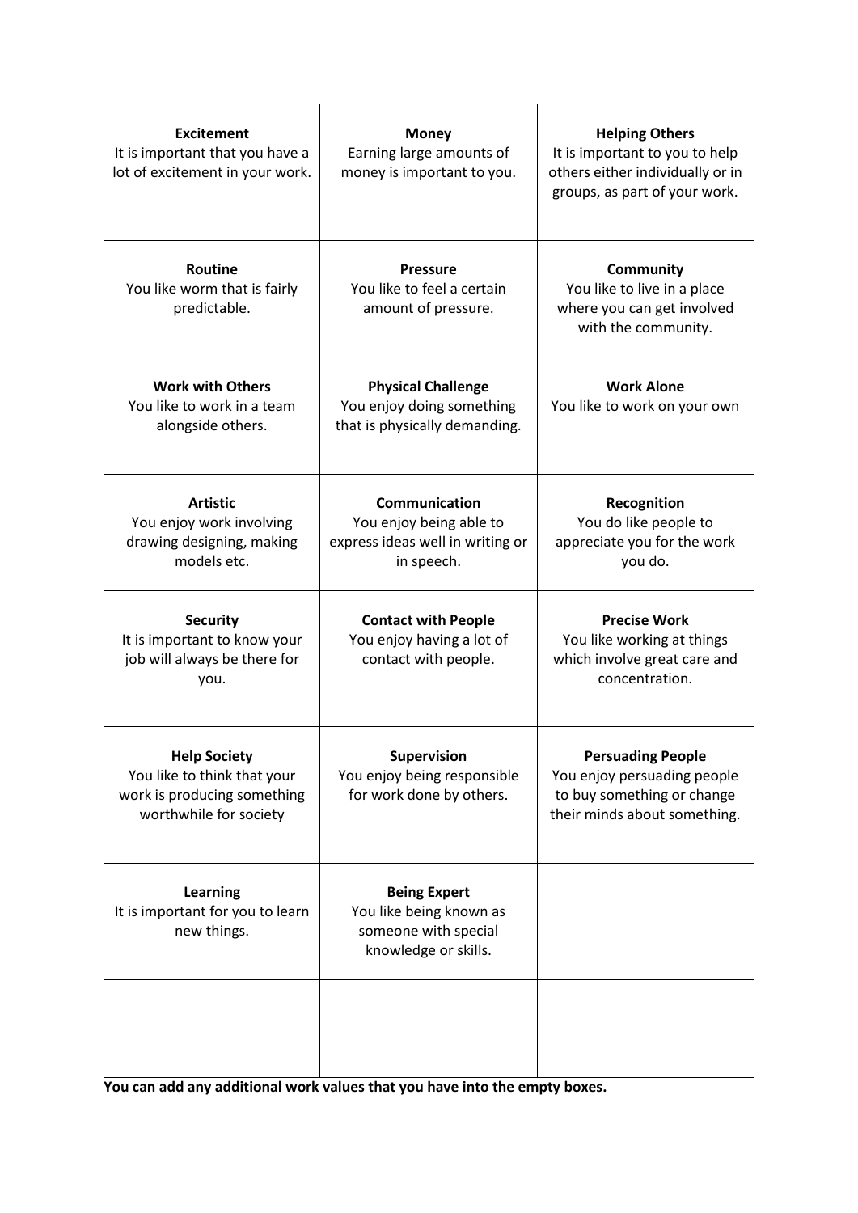| | | |
|---|---|---|
| **Excitement**<br>It is important that you have a lot of excitement in your work. | **Money**<br>Earning large amounts of money is important to you. | **Helping Others**<br>It is important to you to help others either individually or in groups, as part of your work. |
| **Routine**<br>You like worm that is fairly predictable. | **Pressure**<br>You like to feel a certain amount of pressure. | **Community**<br>You like to live in a place where you can get involved with the community. |
| **Work with Others**<br>You like to work in a team alongside others. | **Physical Challenge**<br>You enjoy doing something that is physically demanding. | **Work Alone**<br>You like to work on your own |
| **Artistic**<br>You enjoy work involving drawing designing, making models etc. | **Communication**<br>You enjoy being able to express ideas well in writing or in speech. | **Recognition**<br>You do like people to appreciate you for the work you do. |
| **Security**<br>It is important to know your job will always be there for you. | **Contact with People**<br>You enjoy having a lot of contact with people. | **Precise Work**<br>You like working at things which involve great care and concentration. |
| **Help Society**<br>You like to think that your work is producing something worthwhile for society | **Supervision**<br>You enjoy being responsible for work done by others. | **Persuading People**<br>You enjoy persuading people to buy something or change their minds about something. |
| **Learning**<br>It is important for you to learn new things. | **Being Expert**<br>You like being known as someone with special knowledge or skills. | |
| | | |

**You can add any additional work values that you have into the empty boxes.**